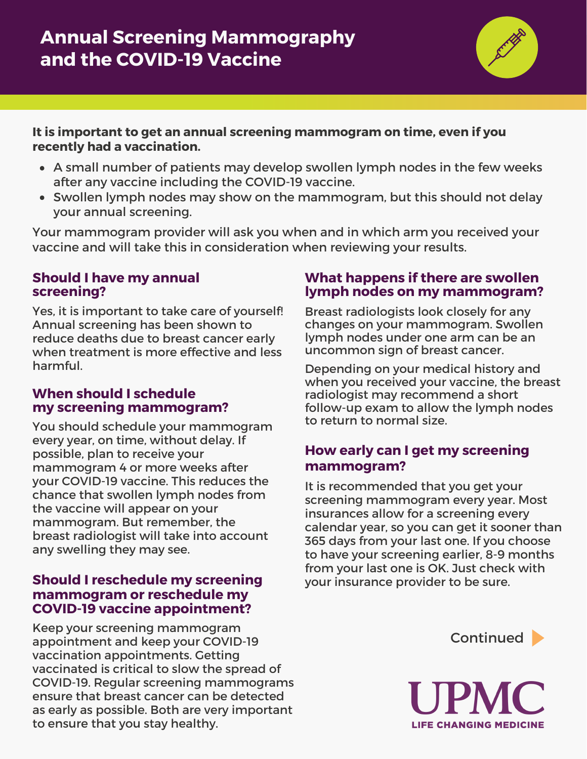# Annual Screening Mammography and the COVID-19 Vaccine

**It is important to get an annual screening mammogram on time, even if you recently had a vaccination.**

- A small number of patients may develop swollen lymph nodes in the few weeks after any vaccine including the COVID-19 vaccine.
- Swollen lymph nodes may show on the mammogram, but this should not delay your annual screening.

Your mammogram provider will ask you when and in which arm you received your vaccine and will take this in consideration when reviewing your results.

### Should I have my annual screening?

Yes, it is important to take care of yourself! Annual screening has been shown to reduce deaths due to breast cancer early when treatment is more effective and less harmful.

### When should I schedule my screening mammogram?

You should schedule your mammogram every year, on time, without delay. If possible, plan to receive your mammogram 4 or more weeks after your COVID-19 vaccine. This reduces the chance that swollen lymph nodes from the vaccine will appear on your mammogram. But remember, the breast radiologist will take into account any swelling they may see.

### Should I reschedule my screening mammogram or reschedule my COVID-19 vaccine appointment?

Keep your screening mammogram appointment and keep your COVID-19 vaccination appointments. Getting vaccinated is critical to slow the spread of COVID-19. Regular screening mammograms ensure that breast cancer can be detected as early as possible. Both are very important to ensure that you stay healthy.

### What happens if there are swollen lymph nodes on my mammogram?

Breast radiologists look closely for any changes on your mammogram. Swollen lymph nodes under one arm can be an uncommon sign of breast cancer.

Depending on your medical history and when you received your vaccine, the breast radiologist may recommend a short follow-up exam to allow the lymph nodes to return to normal size.

### How early can I get my screening mammogram?

It is recommended that you get your screening mammogram every year. Most insurances allow for a screening every calendar year, so you can get it sooner than 365 days from your last one. If you choose to have your screening earlier, 8-9 months from your last one is OK. Just check with your insurance provider to be sure.

Continued

UPMC
LIFE CHANGING MEDICINE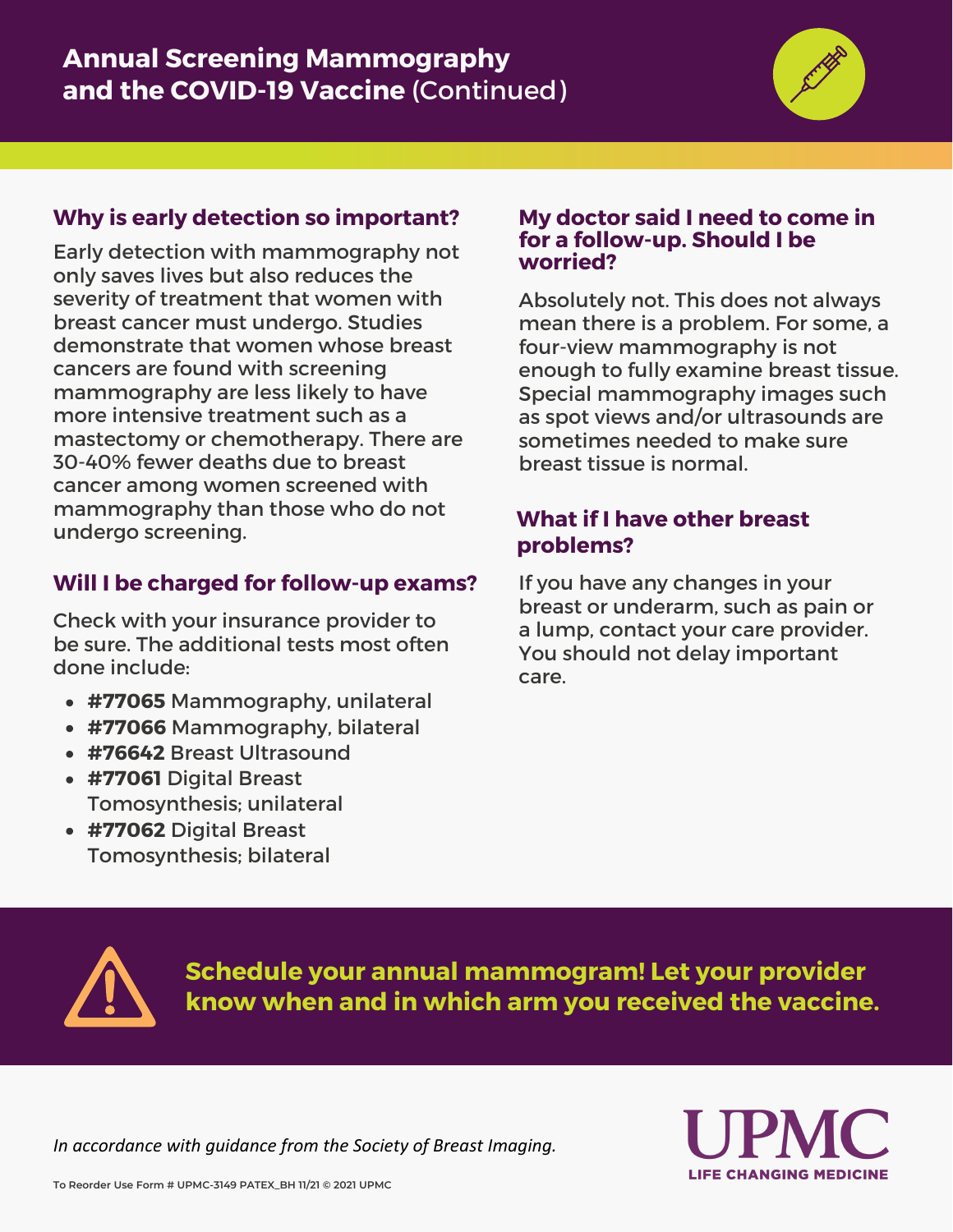# Annual Screening Mammography and the COVID-19 Vaccine (Continued)

## Why is early detection so important?

Early detection with mammography not only saves lives but also reduces the severity of treatment that women with breast cancer must undergo. Studies demonstrate that women whose breast cancers are found with screening mammography are less likely to have more intensive treatment such as a mastectomy or chemotherapy. There are 30-40% fewer deaths due to breast cancer among women screened with mammography than those who do not undergo screening.

## Will I be charged for follow-up exams?

Check with your insurance provider to be sure. The additional tests most often done include:

- **#77065** Mammography, unilateral
- **#77066** Mammography, bilateral
- **#76642** Breast Ultrasound
- **#77061** Digital Breast Tomosynthesis; unilateral
- **#77062** Digital Breast Tomosynthesis; bilateral

## My doctor said I need to come in for a follow-up. Should I be worried?

Absolutely not. This does not always mean there is a problem. For some, a four-view mammography is not enough to fully examine breast tissue. Special mammography images such as spot views and/or ultrasounds are sometimes needed to make sure breast tissue is normal.

## What if I have other breast problems?

If you have any changes in your breast or underarm, such as pain or a lump, contact your care provider. You should not delay important care.

**Schedule your annual mammogram! Let your provider know when and in which arm you received the vaccine.**

*In accordance with guidance from the Society of Breast Imaging.*

UPMC
LIFE CHANGING MEDICINE

To Reorder Use Form # UPMC-3149 PATEX_BH 11/21 © 2021 UPMC